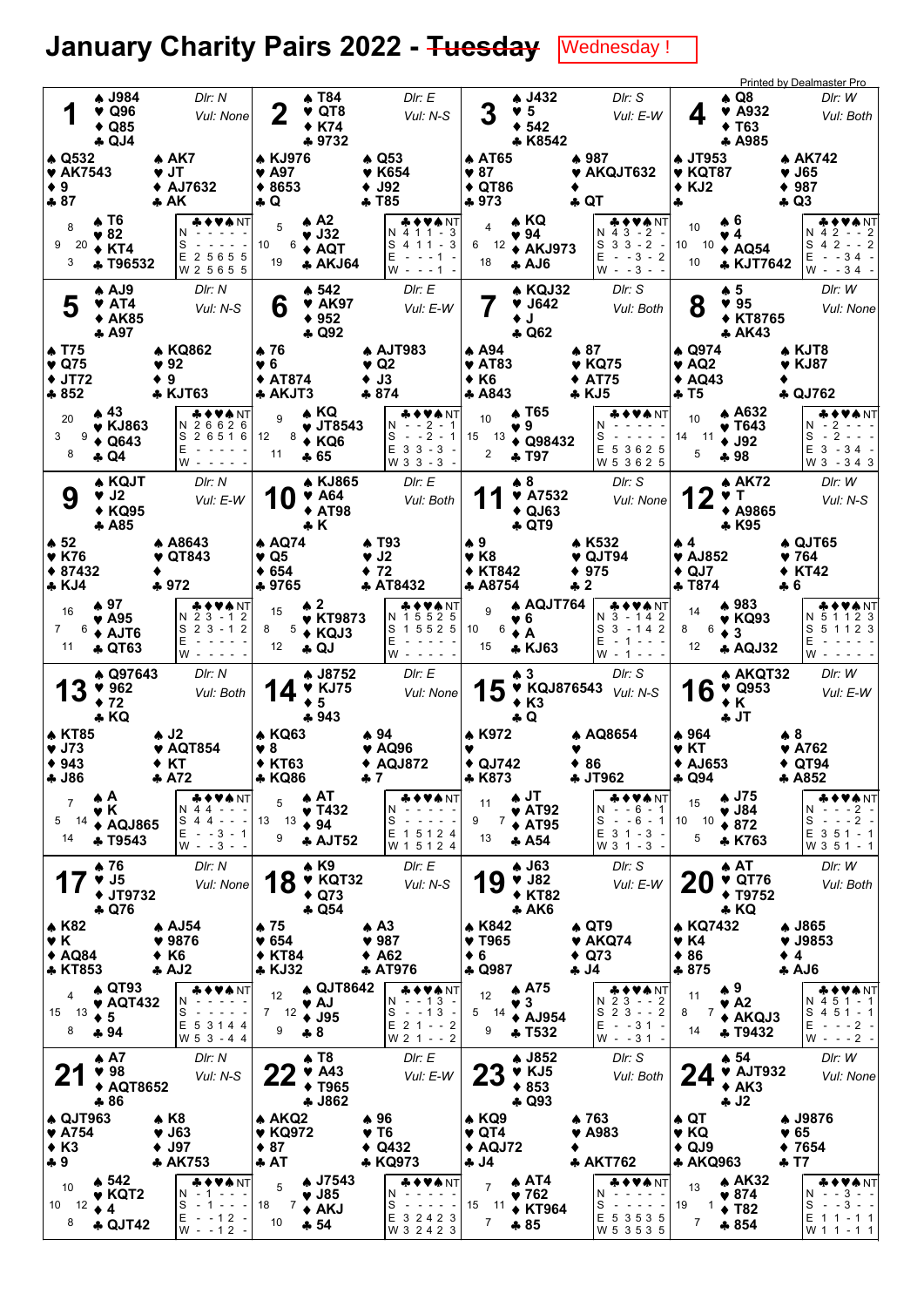# January Charity Pairs 2022 - ~~Tuesday~~ Wednesday !

Printed by Dealmaster Pro

## Board 1
Dlr: N, Vul: None

| | Hand |
|---|---|
| North | ♠ J984 ♥ Q96 ♦ Q85 ♣ QJ4 |
| West | ♠ Q532 ♥ AK7543 ♦ 9 ♣ 87 |
| East | ♠ AK7 ♥ JT ♦ AJ7632 ♣ AK |
| South | ♠ T6 ♥ 82 ♦ KT4 ♣ T96532 |

HCP: N 8, W 9, E 20, S 3

| | ♣ | ♦ | ♥ | ♠ | NT |
|---|---|---|---|---|---|
| N | - | - | - | - | - |
| S | - | - | - | - | - |
| E | 2 | 5 | 6 | 5 | 5 |
| W | 2 | 5 | 6 | 5 | 5 |

## Board 2
Dlr: E, Vul: N-S

| | Hand |
|---|---|
| North | ♠ T84 ♥ QT8 ♦ K74 ♣ 9732 |
| West | ♠ KJ976 ♥ A97 ♦ 8653 ♣ Q |
| East | ♠ Q53 ♥ K654 ♦ J92 ♣ T85 |
| South | ♠ A2 ♥ J32 ♦ AQT ♣ AKJ64 |

HCP: N 5, W 10, E 6, S 19

| | ♣ | ♦ | ♥ | ♠ | NT |
|---|---|---|---|---|---|
| N | 4 | 1 | 1 | - | 3 |
| S | 4 | 1 | 1 | - | 3 |
| E | - | - | - | 1 | - |
| W | - | - | - | 1 | - |

## Board 3
Dlr: S, Vul: E-W

| | Hand |
|---|---|
| North | ♠ J432 ♥ 5 ♦ 542 ♣ K8542 |
| West | ♠ AT65 ♥ 87 ♦ QT86 ♣ 973 |
| East | ♠ 987 ♥ AKQJT632 ♦ — ♣ QT |
| South | ♠ KQ ♥ 94 ♦ AKJ973 ♣ AJ6 |

HCP: N 4, W 6, E 12, S 18

| | ♣ | ♦ | ♥ | ♠ | NT |
|---|---|---|---|---|---|
| N | 4 | 3 | - | 2 | - |
| S | 3 | 3 | - | 2 | - |
| E | - | - | 3 | - | 2 |
| W | - | - | 3 | - | - |

## Board 4
Dlr: W, Vul: Both

| | Hand |
|---|---|
| North | ♠ Q8 ♥ A932 ♦ T63 ♣ A985 |
| West | ♠ JT953 ♥ KQT87 ♦ KJ2 ♣ — |
| East | ♠ AK742 ♥ J65 ♦ 987 ♣ Q3 |
| South | ♠ 6 ♥ 4 ♦ AQ54 ♣ KJT7642 |

HCP: N 10, W 10, E 10, S 10

| | ♣ | ♦ | ♥ | ♠ | NT |
|---|---|---|---|---|---|
| N | 4 | 2 | - | - | 2 |
| S | 4 | 2 | - | - | 2 |
| E | - | - | 3 | 4 | - |
| W | - | - | 3 | 4 | - |

## Board 5
Dlr: N, Vul: N-S

| | Hand |
|---|---|
| North | ♠ AJ9 ♥ AT4 ♦ AK85 ♣ A97 |
| West | ♠ T75 ♥ Q75 ♦ JT72 ♣ 852 |
| East | ♠ KQ862 ♥ 92 ♦ 9 ♣ KJT63 |
| South | ♠ 43 ♥ KJ863 ♦ Q643 ♣ Q4 |

HCP: N 20, W 3, E 9, S 8

| | ♣ | ♦ | ♥ | ♠ | NT |
|---|---|---|---|---|---|
| N | 2 | 6 | 6 | 2 | 6 |
| S | 2 | 6 | 5 | 1 | 6 |
| E | - | - | - | - | - |
| W | - | - | - | - | - |

## Board 6
Dlr: E, Vul: E-W

| | Hand |
|---|---|
| North | ♠ 542 ♥ AK97 ♦ 952 ♣ Q92 |
| West | ♠ 76 ♥ 6 ♦ AT874 ♣ AKJT3 |
| East | ♠ AJT983 ♥ Q2 ♦ J3 ♣ 874 |
| South | ♠ KQ ♥ JT8543 ♦ KQ6 ♣ 65 |

HCP: N 9, W 12, E 8, S 11

| | ♣ | ♦ | ♥ | ♠ | NT |
|---|---|---|---|---|---|
| N | - | - | 2 | - | 1 |
| S | - | - | 2 | - | 1 |
| E | 3 | 3 | - | 3 | - |
| W | 3 | 3 | - | 3 | - |

## Board 7
Dlr: S, Vul: Both

| | Hand |
|---|---|
| North | ♠ KQJ32 ♥ J642 ♦ J ♣ Q62 |
| West | ♠ A94 ♥ AT83 ♦ K6 ♣ A843 |
| East | ♠ 87 ♥ KQ75 ♦ AT75 ♣ KJ5 |
| South | ♠ T65 ♥ 9 ♦ Q98432 ♣ T97 |

HCP: N 10, W 15, E 13, S 2

| | ♣ | ♦ | ♥ | ♠ | NT |
|---|---|---|---|---|---|
| N | - | - | - | - | - |
| S | - | - | - | - | - |
| E | 5 | 3 | 6 | 2 | 5 |
| W | 5 | 3 | 6 | 2 | 5 |

## Board 8
Dlr: W, Vul: None

| | Hand |
|---|---|
| North | ♠ 5 ♥ 95 ♦ KT8765 ♣ AK43 |
| West | ♠ Q974 ♥ AQ2 ♦ AQ43 ♣ T5 |
| East | ♠ KJT8 ♥ KJ87 ♦ — ♣ QJ762 |
| South | ♠ A632 ♥ T643 ♦ J92 ♣ 98 |

HCP: N 10, W 14, E 11, S 5

| | ♣ | ♦ | ♥ | ♠ | NT |
|---|---|---|---|---|---|
| N | - | 2 | - | - | - |
| S | - | 2 | - | - | - |
| E | 3 | - | 3 | 4 | - |
| W | 3 | - | 3 | 4 | 3 |

## Board 9
Dlr: N, Vul: E-W

| | Hand |
|---|---|
| North | ♠ KQJT ♥ J2 ♦ KQ95 ♣ A85 |
| West | ♠ 52 ♥ K76 ♦ 87432 ♣ KJ4 |
| East | ♠ A8643 ♥ QT843 ♦ — ♣ 972 |
| South | ♠ 97 ♥ A95 ♦ AJT6 ♣ QT63 |

HCP: N 16, W 7, E 6, S 11

| | ♣ | ♦ | ♥ | ♠ | NT |
|---|---|---|---|---|---|
| N | 2 | 3 | - | 1 | 2 |
| S | 2 | 3 | - | 1 | 2 |
| E | - | - | - | - | - |
| W | - | - | - | - | - |

## Board 10
Dlr: E, Vul: Both

| | Hand |
|---|---|
| North | ♠ KJ865 ♥ A64 ♦ AT98 ♣ K |
| West | ♠ AQ74 ♥ Q5 ♦ 654 ♣ 9765 |
| East | ♠ T93 ♥ J2 ♦ 72 ♣ AT8432 |
| South | ♠ 2 ♥ KT9873 ♦ KQJ3 ♣ QJ |

HCP: N 15, W 8, E 5, S 12

| | ♣ | ♦ | ♥ | ♠ | NT |
|---|---|---|---|---|---|
| N | 1 | 5 | 5 | 2 | 5 |
| S | 1 | 5 | 5 | 2 | 5 |
| E | - | - | - | - | - |
| W | - | - | - | - | - |

## Board 11
Dlr: S, Vul: None

| | Hand |
|---|---|
| North | ♠ 8 ♥ A7532 ♦ QJ63 ♣ QT9 |
| West | ♠ 9 ♥ K8 ♦ KT842 ♣ A8754 |
| East | ♠ K532 ♥ QJT94 ♦ 975 ♣ 2 |
| South | ♠ AQJT764 ♥ 6 ♦ A ♣ KJ63 |

HCP: N 9, W 10, E 6, S 15

| | ♣ | ♦ | ♥ | ♠ | NT |
|---|---|---|---|---|---|
| N | 3 | - | 1 | 4 | 2 |
| S | 3 | - | 1 | 4 | 2 |
| E | - | 1 | - | - | - |
| W | - | 1 | - | - | - |

## Board 12
Dlr: W, Vul: N-S

| | Hand |
|---|---|
| North | ♠ AK72 ♥ T ♦ A9865 ♣ K95 |
| West | ♠ 4 ♥ AJ852 ♦ QJ7 ♣ T874 |
| East | ♠ QJT65 ♥ 764 ♦ KT42 ♣ 6 |
| South | ♠ 983 ♥ KQ93 ♦ 3 ♣ AQJ32 |

HCP: N 14, W 8, E 6, S 12

| | ♣ | ♦ | ♥ | ♠ | NT |
|---|---|---|---|---|---|
| N | 5 | 1 | 1 | 2 | 3 |
| S | 5 | 1 | 1 | 2 | 3 |
| E | - | - | - | - | - |
| W | - | - | - | - | - |

## Board 13
Dlr: N, Vul: Both

| | Hand |
|---|---|
| North | ♠ Q97643 ♥ 962 ♦ 72 ♣ KQ |
| West | ♠ KT85 ♥ J73 ♦ 943 ♣ J86 |
| East | ♠ J2 ♥ AQT854 ♦ KT ♣ A72 |
| South | ♠ A ♥ K ♦ AQJ865 ♣ T9543 |

HCP: N 7, W 5, E 14, S 14

| | ♣ | ♦ | ♥ | ♠ | NT |
|---|---|---|---|---|---|
| N | 4 | 4 | - | - | - |
| S | 4 | 4 | - | - | - |
| E | - | - | 3 | - | 1 |
| W | - | - | 3 | - | - |

## Board 14
Dlr: E, Vul: None

| | Hand |
|---|---|
| North | ♠ J8752 ♥ KJ75 ♦ 5 ♣ 943 |
| West | ♠ KQ63 ♥ 8 ♦ KT63 ♣ KQ86 |
| East | ♠ 94 ♥ AQ96 ♦ AQJ872 ♣ 7 |
| South | ♠ AT ♥ T432 ♦ 94 ♣ AJT52 |

HCP: N 5, W 13, E 13, S 9

| | ♣ | ♦ | ♥ | ♠ | NT |
|---|---|---|---|---|---|
| N | - | - | - | - | - |
| S | - | - | - | - | - |
| E | 1 | 5 | 1 | 2 | 4 |
| W | 1 | 5 | 1 | 2 | 4 |

## Board 15
Dlr: S, Vul: N-S

| | Hand |
|---|---|
| North | ♠ 3 ♥ KQJ876543 ♦ K3 ♣ Q |
| West | ♠ K972 ♥ — ♦ QJ742 ♣ K873 |
| East | ♠ AQ8654 ♥ — ♦ 86 ♣ JT962 |
| South | ♠ JT ♥ AT92 ♦ AT95 ♣ A54 |

HCP: N 11, W 9, E 7, S 13

| | ♣ | ♦ | ♥ | ♠ | NT |
|---|---|---|---|---|---|
| N | - | - | 6 | - | 1 |
| S | - | - | 6 | - | 1 |
| E | 3 | 1 | - | 3 | - |
| W | 3 | 1 | - | 3 | - |

## Board 16
Dlr: W, Vul: E-W

| | Hand |
|---|---|
| North | ♠ AKQT32 ♥ Q953 ♦ K ♣ JT |
| West | ♠ 964 ♥ KT ♦ AJ653 ♣ Q94 |
| East | ♠ 8 ♥ A762 ♦ QT94 ♣ A852 |
| South | ♠ J75 ♥ J84 ♦ 872 ♣ K763 |

HCP: N 15, W 10, E 10, S 5

| | ♣ | ♦ | ♥ | ♠ | NT |
|---|---|---|---|---|---|
| N | - | - | - | 2 | - |
| S | - | - | - | 2 | - |
| E | 3 | 5 | 1 | - | 1 |
| W | 3 | 5 | 1 | - | 1 |

## Board 17
Dlr: N, Vul: None

| | Hand |
|---|---|
| North | ♠ 76 ♥ J5 ♦ JT9732 ♣ Q76 |
| West | ♠ K82 ♥ K ♦ AQ84 ♣ KT853 |
| East | ♠ AJ54 ♥ 9876 ♦ K6 ♣ AJ2 |
| South | ♠ QT93 ♥ AQT432 ♦ 5 ♣ 94 |

HCP: N 4, W 15, E 13, S 8

| | ♣ | ♦ | ♥ | ♠ | NT |
|---|---|---|---|---|---|
| N | - | - | - | - | - |
| S | - | - | - | - | - |
| E | 5 | 3 | 1 | 4 | 4 |
| W | 5 | 3 | - | 4 | 4 |

## Board 18
Dlr: E, Vul: N-S

| | Hand |
|---|---|
| North | ♠ K9 ♥ KQT32 ♦ Q73 ♣ Q54 |
| West | ♠ 75 ♥ 654 ♦ KT84 ♣ KJ32 |
| East | ♠ A3 ♥ 987 ♦ A62 ♣ AT976 |
| South | ♠ QJT8642 ♥ AJ ♦ J95 ♣ 8 |

HCP: N 12, W 7, E 12, S 9

| | ♣ | ♦ | ♥ | ♠ | NT |
|---|---|---|---|---|---|
| N | - | - | 1 | 3 | - |
| S | - | - | 1 | 3 | - |
| E | 2 | 1 | - | - | 2 |
| W | 2 | 1 | - | - | 2 |

## Board 19
Dlr: S, Vul: E-W

| | Hand |
|---|---|
| North | ♠ J63 ♥ J82 ♦ KT82 ♣ AK6 |
| West | ♠ K842 ♥ T965 ♦ 6 ♣ Q987 |
| East | ♠ QT9 ♥ AKQ74 ♦ Q73 ♣ J4 |
| South | ♠ A75 ♥ 3 ♦ AJ954 ♣ T532 |

HCP: N 12, W 5, E 14, S 9

| | ♣ | ♦ | ♥ | ♠ | NT |
|---|---|---|---|---|---|
| N | 2 | 3 | - | - | 2 |
| S | 2 | 3 | - | - | 2 |
| E | - | - | 3 | 1 | - |
| W | - | - | 3 | 1 | - |

## Board 20
Dlr: W, Vul: Both

| | Hand |
|---|---|
| North | ♠ AT ♥ QT76 ♦ T9752 ♣ KQ |
| West | ♠ KQ7432 ♥ K4 ♦ 86 ♣ 875 |
| East | ♠ J865 ♥ J9853 ♦ 4 ♣ AJ6 |
| South | ♠ 9 ♥ A2 ♦ AKQJ3 ♣ T9432 |

HCP: N 11, W 8, E 7, S 14

| | ♣ | ♦ | ♥ | ♠ | NT |
|---|---|---|---|---|---|
| N | 4 | 5 | 1 | - | 1 |
| S | 4 | 5 | 1 | - | 1 |
| E | - | - | - | 2 | - |
| W | - | - | - | 2 | - |

## Board 21
Dlr: N, Vul: N-S

| | Hand |
|---|---|
| North | ♠ A7 ♥ 98 ♦ AQT8652 ♣ 86 |
| West | ♠ QJT963 ♥ A754 ♦ K3 ♣ 9 |
| East | ♠ K8 ♥ J63 ♦ J97 ♣ AK753 |
| South | ♠ 542 ♥ KQT2 ♦ 4 ♣ QJT42 |

HCP: N 10, W 10, E 12, S 8

| | ♣ | ♦ | ♥ | ♠ | NT |
|---|---|---|---|---|---|
| N | - | 1 | - | - | - |
| S | - | 1 | - | - | - |
| E | - | - | 1 | 2 | - |
| W | - | - | 1 | 2 | - |

## Board 22
Dlr: E, Vul: E-W

| | Hand |
|---|---|
| North | ♠ T8 ♥ A43 ♦ T965 ♣ J862 |
| West | ♠ AKQ2 ♥ KQ972 ♦ 87 ♣ AT |
| East | ♠ 96 ♥ T6 ♦ Q432 ♣ KQ973 |
| South | ♠ J7543 ♥ J85 ♦ AKJ ♣ 54 |

HCP: N 5, W 18, E 7, S 10

| | ♣ | ♦ | ♥ | ♠ | NT |
|---|---|---|---|---|---|
| N | - | - | - | - | - |
| S | - | - | - | - | - |
| E | 3 | 2 | 4 | 2 | 3 |
| W | 3 | 2 | 4 | 2 | 3 |

## Board 23
Dlr: S, Vul: Both

| | Hand |
|---|---|
| North | ♠ J852 ♥ KJ5 ♦ 853 ♣ Q93 |
| West | ♠ KQ9 ♥ QT4 ♦ AQJ72 ♣ J4 |
| East | ♠ 763 ♥ A983 ♦ — ♣ AKT762 |
| South | ♠ AT4 ♥ 762 ♦ KT964 ♣ 85 |

HCP: N 7, W 15, E 11, S 7

| | ♣ | ♦ | ♥ | ♠ | NT |
|---|---|---|---|---|---|
| N | - | - | - | - | - |
| S | - | - | - | - | - |
| E | 5 | 3 | 5 | 3 | 5 |
| W | 5 | 3 | 5 | 3 | 5 |

## Board 24
Dlr: W, Vul: None

| | Hand |
|---|---|
| North | ♠ 54 ♥ AJT932 ♦ AK3 ♣ J2 |
| West | ♠ QT ♥ KQ ♦ QJ9 ♣ AKQ963 |
| East | ♠ J9876 ♥ 65 ♦ 7654 ♣ T7 |
| South | ♠ AK32 ♥ 874 ♦ T82 ♣ 854 |

HCP: N 13, W 19, E 1, S 7

| | ♣ | ♦ | ♥ | ♠ | NT |
|---|---|---|---|---|---|
| N | - | - | 3 | - | - |
| S | - | - | 3 | - | - |
| E | 1 | 1 | - | 1 | 1 |
| W | 1 | 1 | - | 1 | 1 |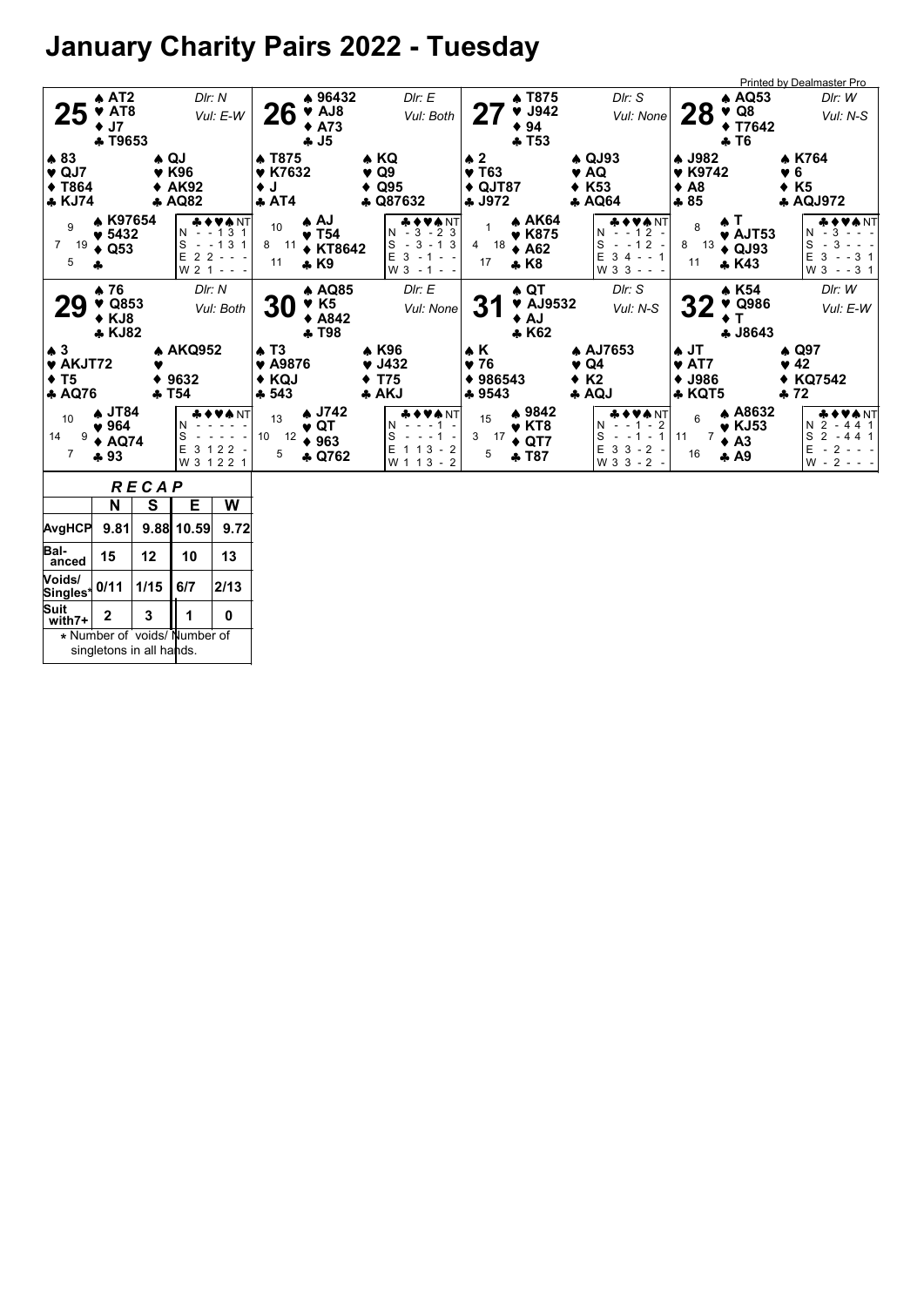# January Charity Pairs 2022 - Tuesday

Printed by Dealmaster Pro

## Board 25

Dlr: N  
Vul: E-W

North: ♠ AT2 ♥ AT8 ♦ J7 ♣ T9653

West: ♠ 83 ♥ QJ7 ♦ T864 ♣ KJ74

East: ♠ QJ ♥ K96 ♦ AK92 ♣ AQ82

South: ♠ K97654 ♥ 5432 ♦ Q53 ♣ —

HCP: N 9, W 7, E 19, S 5

| | ♣ | ♦ | ♥ | ♠ | NT |
|---|---|---|---|---|---|
| N | - | - | 1 | 3 | 1 |
| S | - | - | 1 | 3 | 1 |
| E | 2 | 2 | - | - | - |
| W | 2 | 1 | - | - | - |

## Board 26

Dlr: E  
Vul: Both

North: ♠ 96432 ♥ AJ8 ♦ A73 ♣ J5

West: ♠ T875 ♥ K7632 ♦ J ♣ AT4

East: ♠ KQ ♥ Q9 ♦ Q95 ♣ Q87632

South: ♠ AJ ♥ T54 ♦ KT8642 ♣ K9

HCP: N 10, W 8, E 11, S 11

| | ♣ | ♦ | ♥ | ♠ | NT |
|---|---|---|---|---|---|
| N | - | 3 | - | 2 | 3 |
| S | - | 3 | - | 1 | 3 |
| E | 3 | - | 1 | - | - |
| W | 3 | - | 1 | - | - |

## Board 27

Dlr: S  
Vul: None

North: ♠ T875 ♥ J942 ♦ 94 ♣ T53

West: ♠ 2 ♥ T63 ♦ QJT87 ♣ J972

East: ♠ QJ93 ♥ AQ ♦ K53 ♣ AQ64

South: ♠ AK64 ♥ K875 ♦ A62 ♣ K8

HCP: N 1, W 4, E 18, S 17

| | ♣ | ♦ | ♥ | ♠ | NT |
|---|---|---|---|---|---|
| N | - | - | 1 | 2 | - |
| S | - | - | 1 | 2 | - |
| E | 3 | 4 | - | - | 1 |
| W | 3 | 3 | - | - | - |

## Board 28

Dlr: W  
Vul: N-S

North: ♠ AQ53 ♥ Q8 ♦ T7642 ♣ T6

West: ♠ J982 ♥ K9742 ♦ A8 ♣ 85

East: ♠ K764 ♥ 6 ♦ K5 ♣ AQJ972

South: ♠ T ♥ AJT53 ♦ QJ93 ♣ K43

HCP: N 8, W 8, E 13, S 11

| | ♣ | ♦ | ♥ | ♠ | NT |
|---|---|---|---|---|---|
| N | - | 3 | - | - | - |
| S | - | 3 | - | - | - |
| E | 3 | - | - | 3 | 1 |
| W | 3 | - | - | 3 | 1 |

## Board 29

Dlr: N  
Vul: Both

North: ♠ 76 ♥ Q853 ♦ KJ8 ♣ KJ82

West: ♠ 3 ♥ AKJT72 ♦ T5 ♣ AQ76

East: ♠ AKQ952 ♥ — ♦ 9632 ♣ T54

South: ♠ JT84 ♥ 964 ♦ AQ74 ♣ 93

HCP: N 10, W 14, E 9, S 7

| | ♣ | ♦ | ♥ | ♠ | NT |
|---|---|---|---|---|---|
| N | - | - | - | - | - |
| S | - | - | - | - | - |
| E | 3 | 1 | 2 | 2 | - |
| W | 3 | 1 | 2 | 2 | 1 |

## Board 30

Dlr: E  
Vul: None

North: ♠ AQ85 ♥ K5 ♦ A842 ♣ T98

West: ♠ T3 ♥ A9876 ♦ KQJ ♣ 543

East: ♠ K96 ♥ J432 ♦ T75 ♣ AKJ

South: ♠ J742 ♥ QT ♦ 963 ♣ Q762

HCP: N 13, W 10, E 12, S 5

| | ♣ | ♦ | ♥ | ♠ | NT |
|---|---|---|---|---|---|
| N | - | - | - | 1 | - |
| S | - | - | - | 1 | - |
| E | 1 | 1 | 3 | - | 2 |
| W | 1 | 1 | 3 | - | 2 |

## Board 31

Dlr: S  
Vul: N-S

North: ♠ QT ♥ AJ9532 ♦ AJ ♣ K62

West: ♠ K ♥ 76 ♦ 986543 ♣ 9543

East: ♠ AJ7653 ♥ Q4 ♦ K2 ♣ AQJ

South: ♠ 9842 ♥ KT8 ♦ QT7 ♣ T87

HCP: N 15, W 3, E 17, S 5

| | ♣ | ♦ | ♥ | ♠ | NT |
|---|---|---|---|---|---|
| N | - | - | 1 | - | 2 |
| S | - | - | 1 | - | 1 |
| E | 3 | 3 | - | 2 | - |
| W | 3 | 3 | - | 2 | - |

## Board 32

Dlr: W  
Vul: E-W

North: ♠ K54 ♥ Q986 ♦ T ♣ J8643

West: ♠ JT ♥ AT7 ♦ J986 ♣ KQT5

East: ♠ Q97 ♥ 42 ♦ KQ7542 ♣ 72

South: ♠ A8632 ♥ KJ53 ♦ A3 ♣ A9

HCP: N 6, W 11, E 7, S 16

| | ♣ | ♦ | ♥ | ♠ | NT |
|---|---|---|---|---|---|
| N | 2 | - | 4 | 4 | 1 |
| S | 2 | - | 4 | 4 | 1 |
| E | - | 2 | - | - | - |
| W | - | 2 | - | - | - |

## RECAP

| | N | S | E | W |
|---|---|---|---|---|
| AvgHCP | 9.81 | 9.88 | 10.59 | 9.72 |
| Bal-anced | 15 | 12 | 10 | 13 |
| Voids/ Singles* | 0/11 | 1/15 | 6/7 | 2/13 |
| Suit with7+ | 2 | 3 | 1 | 0 |

\* Number of voids/ Number of singletons in all hands.